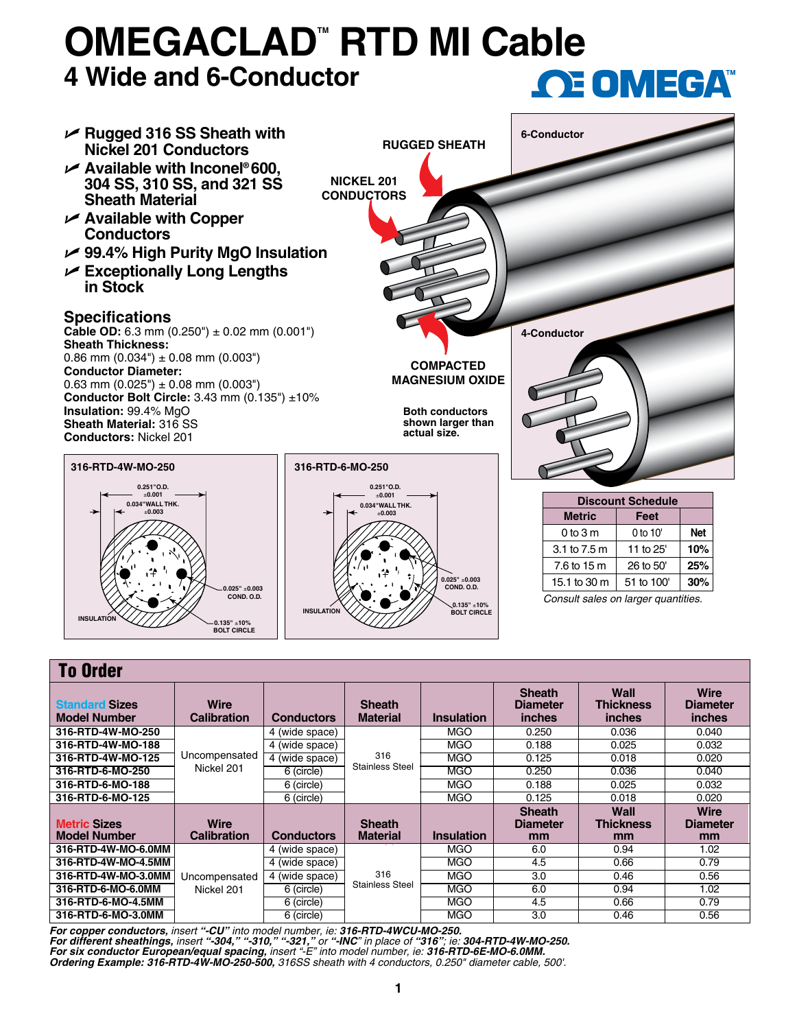# OMEGACLAD™ RTD MI Cable

## 4 Wide and 6-Conductor

- Rugged 316 SS Sheath with Nickel 201 Conductors
- Available with Inconel® 600, 304 SS, 310 SS, and 321 SS Sheath Material
- Available with Copper Conductors
- 99.4% High Purity MgO Insulation
- Exceptionally Long Lengths in Stock

RUGGED SHEATH

NICKEL 201 CONDUCTORS

COMPACTED MAGNESIUM OXIDE

6-Conductor

4-Conductor

Both conductors shown larger than actual size.

### Specifications

**Cable OD:** 6.3 mm (0.250") ± 0.02 mm (0.001")
**Sheath Thickness:** 0.86 mm (0.034") ± 0.08 mm (0.003")
**Conductor Diameter:** 0.63 mm (0.025") ± 0.08 mm (0.003")
**Conductor Bolt Circle:** 3.43 mm (0.135") ±10%
**Insulation:** 99.4% MgO
**Sheath Material:** 316 SS
**Conductors:** Nickel 201

**316-RTD-4W-MO-250**

0.251" O.D. ±0.001; 0.034" WALL THK. ±0.003; 0.025" ±0.003 COND. O.D.; INSULATION; 0.135" ±10% BOLT CIRCLE

**316-RTD-6-MO-250**

0.251" O.D. ±0.001; 0.034" WALL THK. ±0.003; 0.025" ±0.003 COND. O.D.; INSULATION; 0.135" ±10% BOLT CIRCLE

| Discount Schedule | | |
|---|---|---|
| **Metric** | **Feet** | |
| 0 to 3 m | 0 to 10' | **Net** |
| 3.1 to 7.5 m | 11 to 25' | **10%** |
| 7.6 to 15 m | 26 to 50' | **25%** |
| 15.1 to 30 m | 51 to 100' | **30%** |

*Consult sales on larger quantities.*

## To Order

| Standard Sizes Model Number | Wire Calibration | Conductors | Sheath Material | Insulation | Sheath Diameter inches | Wall Thickness inches | Wire Diameter inches |
|---|---|---|---|---|---|---|---|
| **316-RTD-4W-MO-250** | Uncompensated Nickel 201 | 4 (wide space) | 316 Stainless Steel | MGO | 0.250 | 0.036 | 0.040 |
| **316-RTD-4W-MO-188** | | 4 (wide space) | | MGO | 0.188 | 0.025 | 0.032 |
| **316-RTD-4W-MO-125** | | 4 (wide space) | | MGO | 0.125 | 0.018 | 0.020 |
| **316-RTD-6-MO-250** | | 6 (circle) | | MGO | 0.250 | 0.036 | 0.040 |
| **316-RTD-6-MO-188** | | 6 (circle) | | MGO | 0.188 | 0.025 | 0.032 |
| **316-RTD-6-MO-125** | | 6 (circle) | | MGO | 0.125 | 0.018 | 0.020 |
| **Metric Sizes Model Number** | **Wire Calibration** | **Conductors** | **Sheath Material** | **Insulation** | **Sheath Diameter mm** | **Wall Thickness mm** | **Wire Diameter mm** |
| **316-RTD-4W-MO-6.0MM** | Uncompensated Nickel 201 | 4 (wide space) | 316 Stainless Steel | MGO | 6.0 | 0.94 | 1.02 |
| **316-RTD-4W-MO-4.5MM** | | 4 (wide space) | | MGO | 4.5 | 0.66 | 0.79 |
| **316-RTD-4W-MO-3.0MM** | | 4 (wide space) | | MGO | 3.0 | 0.46 | 0.56 |
| **316-RTD-6-MO-6.0MM** | | 6 (circle) | | MGO | 6.0 | 0.94 | 1.02 |
| **316-RTD-6-MO-4.5MM** | | 6 (circle) | | MGO | 4.5 | 0.66 | 0.79 |
| **316-RTD-6-MO-3.0MM** | | 6 (circle) | | MGO | 3.0 | 0.46 | 0.56 |

***For copper conductors,*** *insert* ***"-CU"*** *into model number, ie:* ***316-RTD-4WCU-MO-250.***
***For different sheathings,*** *insert* ***"-304," "-310," "-321,"*** *or* ***"-INC"*** *in place of* ***"316"***; *ie:* ***304-RTD-4W-MO-250.***
***For six conductor European/equal spacing,*** *insert "-E" into model number, ie:* ***316-RTD-6E-MO-6.0MM.***
***Ordering Example: 316-RTD-4W-MO-250-500,*** *316SS sheath with 4 conductors, 0.250" diameter cable, 500'.*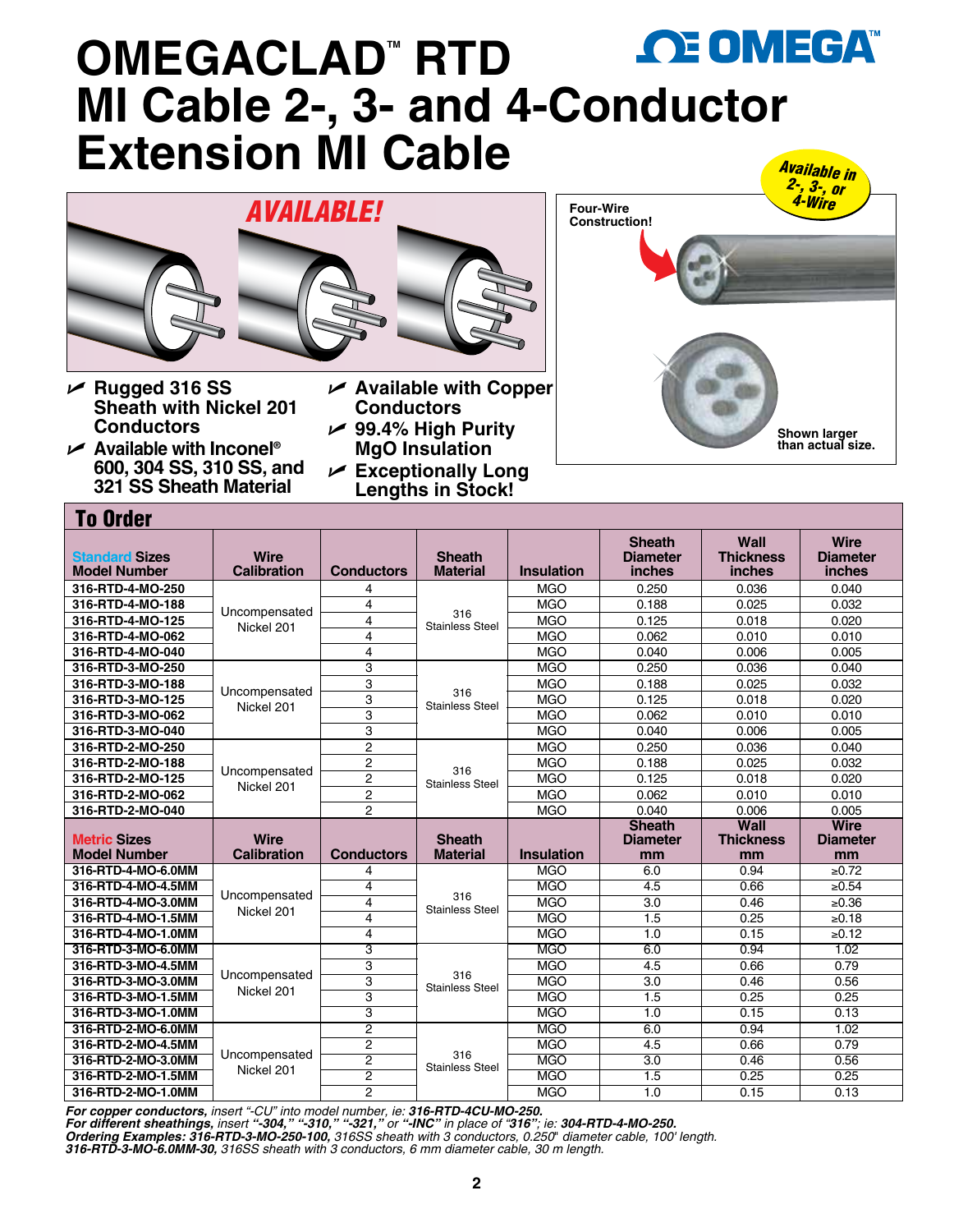# OMEGACLAD™ RTD MI Cable 2-, 3- and 4-Conductor Extension MI Cable

AVAILABLE!

Four-Wire Construction!

Available in 2-, 3-, or 4-Wire

Shown larger than actual size.

- **Rugged 316 SS Sheath with Nickel 201 Conductors**
- **Available with Inconel® 600, 304 SS, 310 SS, and 321 SS Sheath Material**
- **Available with Copper Conductors**
- **99.4% High Purity MgO Insulation**
- **Exceptionally Long Lengths in Stock!**

## To Order

| Standard Sizes Model Number | Wire Calibration | Conductors | Sheath Material | Insulation | Sheath Diameter inches | Wall Thickness inches | Wire Diameter inches |
|---|---|---|---|---|---|---|---|
| 316-RTD-4-MO-250 | Uncompensated Nickel 201 | 4 | 316 Stainless Steel | MGO | 0.250 | 0.036 | 0.040 |
| 316-RTD-4-MO-188 | | 4 | | MGO | 0.188 | 0.025 | 0.032 |
| 316-RTD-4-MO-125 | | 4 | | MGO | 0.125 | 0.018 | 0.020 |
| 316-RTD-4-MO-062 | | 4 | | MGO | 0.062 | 0.010 | 0.010 |
| 316-RTD-4-MO-040 | | 4 | | MGO | 0.040 | 0.006 | 0.005 |
| 316-RTD-3-MO-250 | Uncompensated Nickel 201 | 3 | 316 Stainless Steel | MGO | 0.250 | 0.036 | 0.040 |
| 316-RTD-3-MO-188 | | 3 | | MGO | 0.188 | 0.025 | 0.032 |
| 316-RTD-3-MO-125 | | 3 | | MGO | 0.125 | 0.018 | 0.020 |
| 316-RTD-3-MO-062 | | 3 | | MGO | 0.062 | 0.010 | 0.010 |
| 316-RTD-3-MO-040 | | 3 | | MGO | 0.040 | 0.006 | 0.005 |
| 316-RTD-2-MO-250 | Uncompensated Nickel 201 | 2 | 316 Stainless Steel | MGO | 0.250 | 0.036 | 0.040 |
| 316-RTD-2-MO-188 | | 2 | | MGO | 0.188 | 0.025 | 0.032 |
| 316-RTD-2-MO-125 | | 2 | | MGO | 0.125 | 0.018 | 0.020 |
| 316-RTD-2-MO-062 | | 2 | | MGO | 0.062 | 0.010 | 0.010 |
| 316-RTD-2-MO-040 | | 2 | | MGO | 0.040 | 0.006 | 0.005 |
| **Metric Sizes Model Number** | **Wire Calibration** | **Conductors** | **Sheath Material** | **Insulation** | **Sheath Diameter mm** | **Wall Thickness mm** | **Wire Diameter mm** |
| 316-RTD-4-MO-6.0MM | Uncompensated Nickel 201 | 4 | 316 Stainless Steel | MGO | 6.0 | 0.94 | ≥0.72 |
| 316-RTD-4-MO-4.5MM | | 4 | | MGO | 4.5 | 0.66 | ≥0.54 |
| 316-RTD-4-MO-3.0MM | | 4 | | MGO | 3.0 | 0.46 | ≥0.36 |
| 316-RTD-4-MO-1.5MM | | 4 | | MGO | 1.5 | 0.25 | ≥0.18 |
| 316-RTD-4-MO-1.0MM | | 4 | | MGO | 1.0 | 0.15 | ≥0.12 |
| 316-RTD-3-MO-6.0MM | Uncompensated Nickel 201 | 3 | 316 Stainless Steel | MGO | 6.0 | 0.94 | 1.02 |
| 316-RTD-3-MO-4.5MM | | 3 | | MGO | 4.5 | 0.66 | 0.79 |
| 316-RTD-3-MO-3.0MM | | 3 | | MGO | 3.0 | 0.46 | 0.56 |
| 316-RTD-3-MO-1.5MM | | 3 | | MGO | 1.5 | 0.25 | 0.25 |
| 316-RTD-3-MO-1.0MM | | 3 | | MGO | 1.0 | 0.15 | 0.13 |
| 316-RTD-2-MO-6.0MM | Uncompensated Nickel 201 | 2 | 316 Stainless Steel | MGO | 6.0 | 0.94 | 1.02 |
| 316-RTD-2-MO-4.5MM | | 2 | | MGO | 4.5 | 0.66 | 0.79 |
| 316-RTD-2-MO-3.0MM | | 2 | | MGO | 3.0 | 0.46 | 0.56 |
| 316-RTD-2-MO-1.5MM | | 2 | | MGO | 1.5 | 0.25 | 0.25 |
| 316-RTD-2-MO-1.0MM | | 2 | | MGO | 1.0 | 0.15 | 0.13 |

***For copper conductors,*** *insert "-CU" into model number, ie:* ***316-RTD-4CU-MO-250.***
***For different sheathings,*** *insert* ***"-304," "-310," "-321,"*** *or* ***"-INC"*** *in place of "316"; ie:* ***304-RTD-4-MO-250.***
***Ordering Examples: 316-RTD-3-MO-250-100,*** *316SS sheath with 3 conductors, 0.250" diameter cable, 100' length.*
***316-RTD-3-MO-6.0MM-30,*** *316SS sheath with 3 conductors, 6 mm diameter cable, 30 m length.*